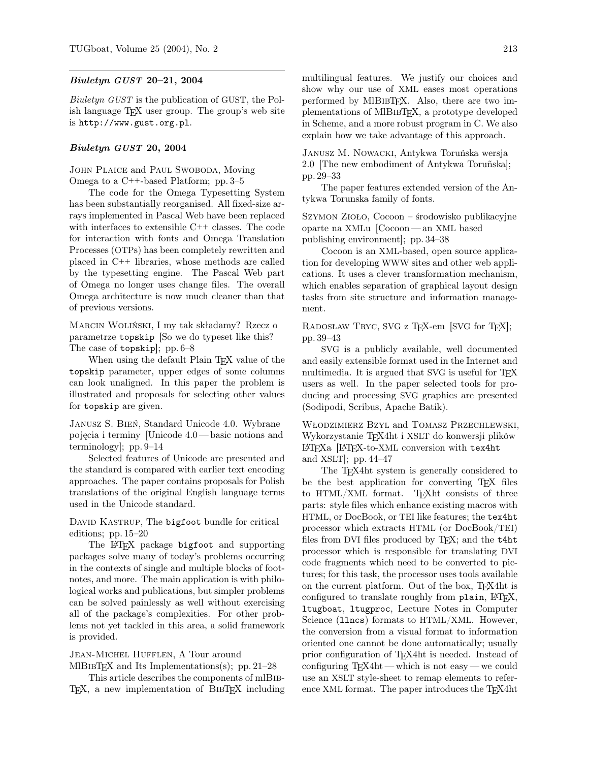## *Biuletyn GUST* 20–21, 2004

*Biuletyn GUST* is the publication of GUST, the Polish language TeX user group. The group's web site is http://www.gust.org.pl.

### *Biuletyn GUST* 20, 2004

John Plaice and Paul Swoboda, Moving Omega to a C++-based Platform; pp. 3–5

The code for the Omega Typesetting System has been substantially reorganised. All fixed-size arrays implemented in Pascal Web have been replaced with interfaces to extensible C++ classes. The code for interaction with fonts and Omega Translation Processes (OTPs) has been completely rewritten and placed in C++ libraries, whose methods are called by the typesetting engine. The Pascal Web part of Omega no longer uses change files. The overall Omega architecture is now much cleaner than that of previous versions.

Marcin Woliński, I my tak składamy? Rzecz o parametrze `topskip` [So we do typeset like this? The case of `topskip`]; pp. 6–8

When using the default Plain TeX value of the `topskip` parameter, upper edges of some columns can look unaligned. In this paper the problem is illustrated and proposals for selecting other values for `topskip` are given.

Janusz S. Bień, Standard Unicode 4.0. Wybrane pojęcia i terminy [Unicode 4.0 — basic notions and terminology]; pp. 9–14

Selected features of Unicode are presented and the standard is compared with earlier text encoding approaches. The paper contains proposals for Polish translations of the original English language terms used in the Unicode standard.

David Kastrup, The `bigfoot` bundle for critical editions; pp. 15–20

The LaTeX package `bigfoot` and supporting packages solve many of today's problems occurring in the contexts of single and multiple blocks of footnotes, and more. The main application is with philological works and publications, but simpler problems can be solved painlessly as well without exercising all of the package's complexities. For other problems not yet tackled in this area, a solid framework is provided.

Jean-Michel Hufflen, A Tour around MlBibTeX and Its Implementations(s); pp. 21–28

This article describes the components of mlBibTeX, a new implementation of BibTeX including multilingual features. We justify our choices and show why our use of XML eases most operations performed by MlBibTeX. Also, there are two implementations of MlBibTeX, a prototype developed in Scheme, and a more robust program in C. We also explain how we take advantage of this approach.

Janusz M. Nowacki, Antykwa Toruńska wersja 2.0 [The new embodiment of Antykwa Toruñska]; pp. 29–33

The paper features extended version of the Antykwa Torunska family of fonts.

Szymon Zioło, Cocoon – środowisko publikacyjne oparte na XMLu [Cocoon — an XML based publishing environment]; pp. 34–38

Cocoon is an XML-based, open source application for developing WWW sites and other web applications. It uses a clever transformation mechanism, which enables separation of graphical layout design tasks from site structure and information management.

Radosław Tryc, SVG z TeX-em [SVG for TeX]; pp. 39–43

SVG is a publicly available, well documented and easily extensible format used in the Internet and multimedia. It is argued that SVG is useful for TeX users as well. In the paper selected tools for producing and processing SVG graphics are presented (Sodipodi, Scribus, Apache Batik).

Włodzimierz Bzyl and Tomasz Przechlewski, Wykorzystanie TeX4ht i XSLT do konwersji plików LaTeXa [LaTeX-to-XML conversion with `tex4ht` and XSLT]; pp. 44–47

The TeX4ht system is generally considered to be the best application for converting TeX files to HTML/XML format. TeXht consists of three parts: style files which enhance existing macros with HTML, or DocBook, or TEI like features; the `tex4ht` processor which extracts HTML (or DocBook/TEI) files from DVI files produced by TeX; and the `t4ht` processor which is responsible for translating DVI code fragments which need to be converted to pictures; for this task, the processor uses tools available on the current platform. Out of the box, TeX4ht is configured to translate roughly from `plain`, LaTeX, `ltugboat`, `ltugproc`, Lecture Notes in Computer Science (`llncs`) formats to HTML/XML. However, the conversion from a visual format to information oriented one cannot be done automatically; usually prior configuration of TeX4ht is needed. Instead of configuring TeX4ht — which is not easy — we could use an XSLT style-sheet to remap elements to reference XML format. The paper introduces the TeX4ht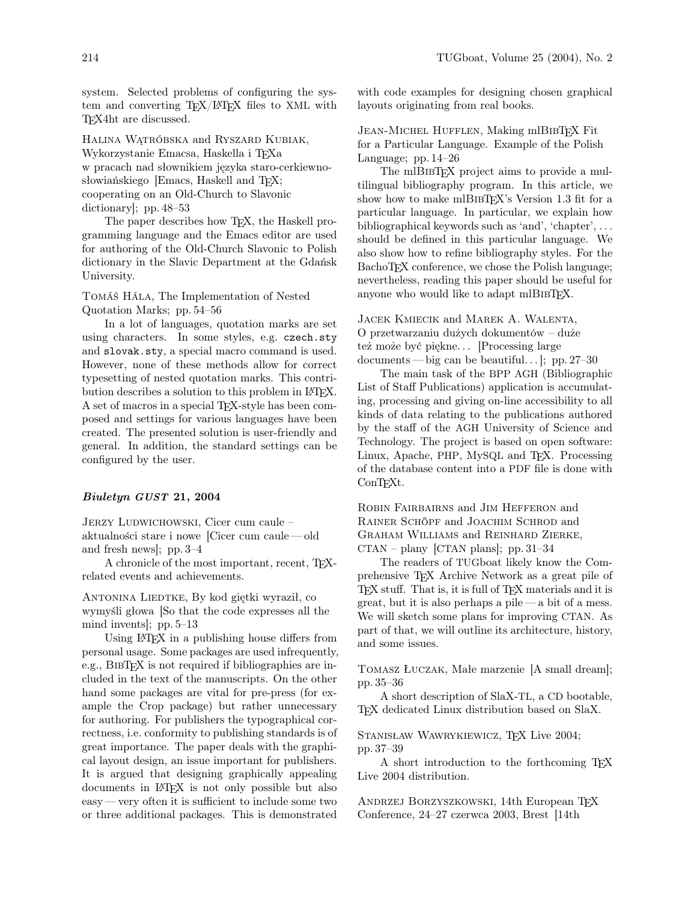system. Selected problems of configuring the system and converting TEX/LATEX files to XML with TEX4ht are discussed.

Halina Wątróbska and Ryszard Kubiak, Wykorzystanie Emacsa, Haskella i TEXa w pracach nad słownikiem języka staro-cerkiewnosłowiańskiego [Emacs, Haskell and TEX; cooperating on an Old-Church to Slavonic dictionary]; pp. 48–53

The paper describes how TEX, the Haskell programming language and the Emacs editor are used for authoring of the Old-Church Slavonic to Polish dictionary in the Slavic Department at the Gdańsk University.

Tomáš Hála, The Implementation of Nested Quotation Marks; pp. 54–56

In a lot of languages, quotation marks are set using characters. In some styles, e.g. `czech.sty` and `slovak.sty`, a special macro command is used. However, none of these methods allow for correct typesetting of nested quotation marks. This contribution describes a solution to this problem in LATEX. A set of macros in a special TEX-style has been composed and settings for various languages have been created. The presented solution is user-friendly and general. In addition, the standard settings can be configured by the user.

### *Biuletyn GUST* 21, 2004

Jerzy Ludwichowski, Cicer cum caule – aktualności stare i nowe [Cicer cum caule — old and fresh news]; pp. 3–4

A chronicle of the most important, recent, TEX-related events and achievements.

Antonina Liedtke, By kod giętki wyraził, co wymyśli głowa [So that the code expresses all the mind invents]; pp. 5–13

Using LATEX in a publishing house differs from personal usage. Some packages are used infrequently, e.g., BibTEX is not required if bibliographies are included in the text of the manuscripts. On the other hand some packages are vital for pre-press (for example the Crop package) but rather unnecessary for authoring. For publishers the typographical correctness, i.e. conformity to publishing standards is of great importance. The paper deals with the graphical layout design, an issue important for publishers. It is argued that designing graphically appealing documents in LATEX is not only possible but also easy — very often it is sufficient to include some two or three additional packages. This is demonstrated with code examples for designing chosen graphical layouts originating from real books.

Jean-Michel Hufflen, Making mlBibTEX Fit for a Particular Language. Example of the Polish Language; pp. 14–26

The mlBibTEX project aims to provide a multilingual bibliography program. In this article, we show how to make mlBibTEX's Version 1.3 fit for a particular language. In particular, we explain how bibliographical keywords such as 'and', 'chapter', ... should be defined in this particular language. We also show how to refine bibliography styles. For the BachoTEX conference, we chose the Polish language; nevertheless, reading this paper should be useful for anyone who would like to adapt mlBibTEX.

Jacek Kmiecik and Marek A. Walenta, O przetwarzaniu dużych dokumentów – duże też może być piękne... [Processing large documents — big can be beautiful...]; pp. 27–30

The main task of the BPP AGH (Bibliographic List of Staff Publications) application is accumulating, processing and giving on-line accessibility to all kinds of data relating to the publications authored by the staff of the AGH University of Science and Technology. The project is based on open software: Linux, Apache, PHP, MySQL and TEX. Processing of the database content into a PDF file is done with ConTEXt.

Robin Fairbairns and Jim Hefferon and Rainer Schöpf and Joachim Schrod and Graham Williams and Reinhard Zierke, CTAN – plany [CTAN plans]; pp. 31–34

The readers of TUGboat likely know the Comprehensive TEX Archive Network as a great pile of TEX stuff. That is, it is full of TEX materials and it is great, but it is also perhaps a pile — a bit of a mess. We will sketch some plans for improving CTAN. As part of that, we will outline its architecture, history, and some issues.

Tomasz Łuczak, Małe marzenie [A small dream]; pp. 35–36

A short description of SlaX-TL, a CD bootable, TEX dedicated Linux distribution based on SlaX.

Stanisław Wawrykiewicz, TEX Live 2004; pp. 37–39

A short introduction to the forthcoming TEX Live 2004 distribution.

Andrzej Borzyszkowski, 14th European TEX Conference, 24–27 czerwca 2003, Brest [14th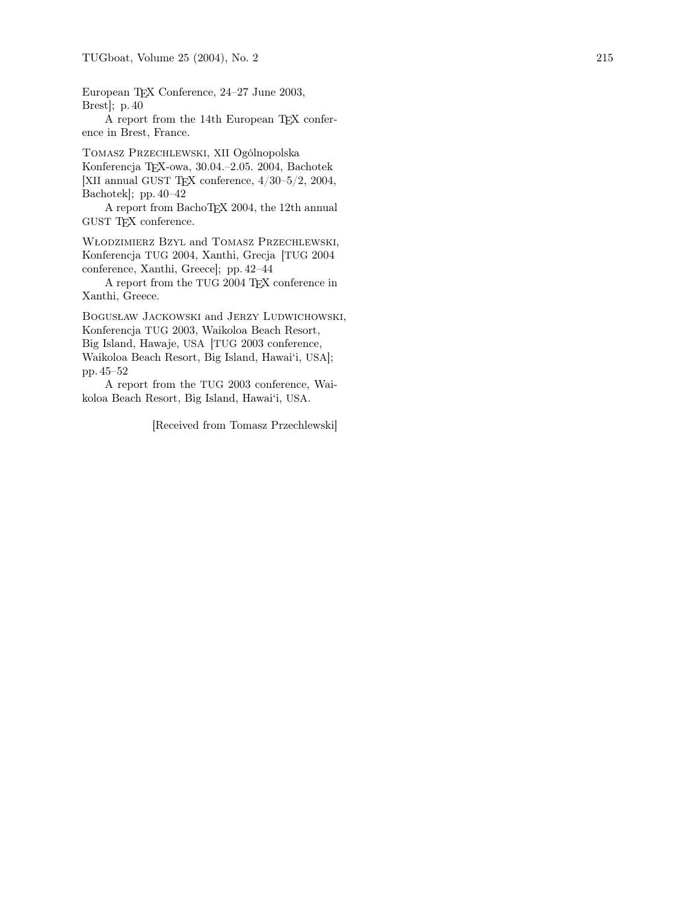European TeX Conference, 24–27 June 2003, Brest]; p. 40

A report from the 14th European TeX conference in Brest, France.

Tomasz Przechlewski, XII Ogólnopolska Konferencja TeX-owa, 30.04.–2.05. 2004, Bachotek [XII annual GUST TeX conference, 4/30–5/2, 2004, Bachotek]; pp. 40–42

A report from BachoTeX 2004, the 12th annual GUST TeX conference.

Włodzimierz Bzyl and Tomasz Przechlewski, Konferencja TUG 2004, Xanthi, Grecja [TUG 2004 conference, Xanthi, Greece]; pp. 42–44

A report from the TUG 2004 TeX conference in Xanthi, Greece.

Bogusław Jackowski and Jerzy Ludwichowski, Konferencja TUG 2003, Waikoloa Beach Resort, Big Island, Hawaje, USA [TUG 2003 conference, Waikoloa Beach Resort, Big Island, Hawai‘i, USA]; pp. 45–52

A report from the TUG 2003 conference, Waikoloa Beach Resort, Big Island, Hawai‘i, USA.

[Received from Tomasz Przechlewski]